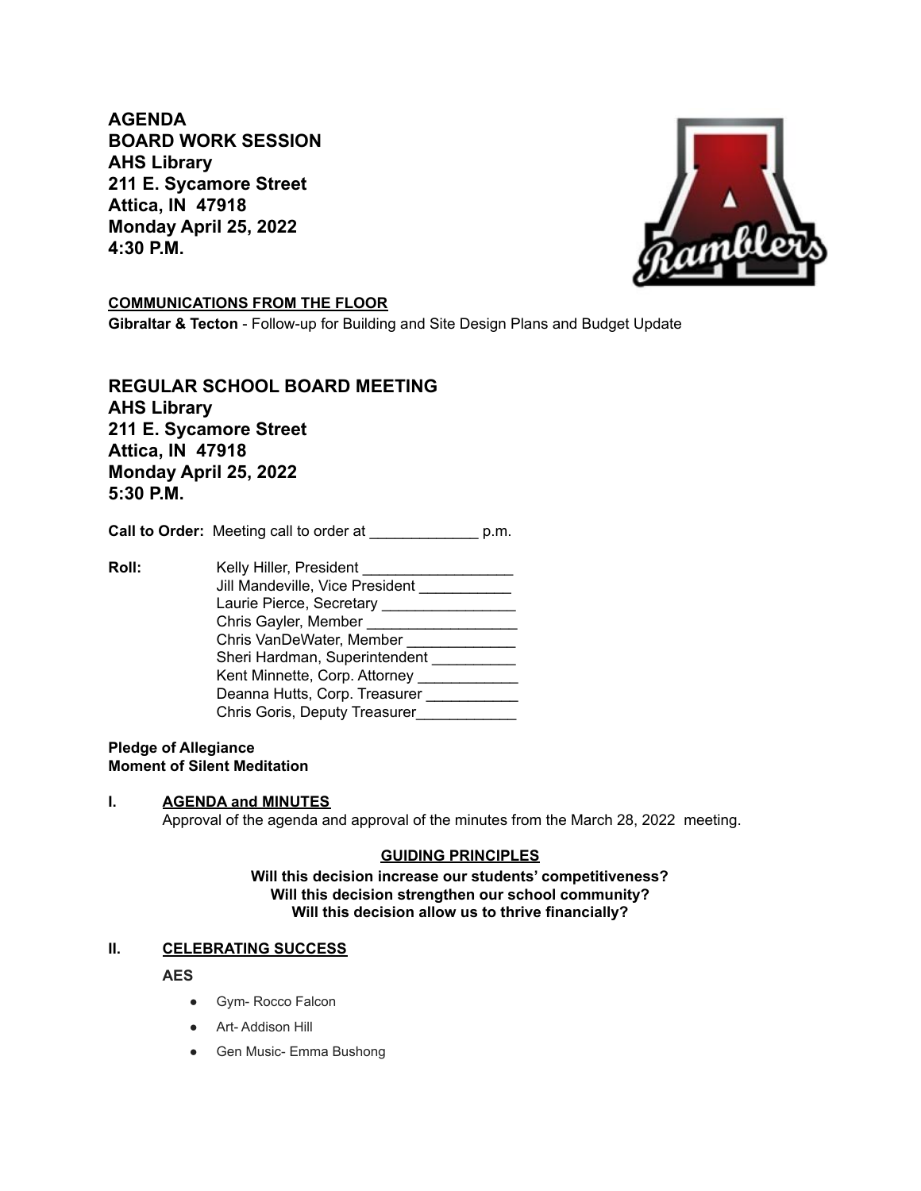**AGENDA**
**BOARD WORK SESSION**
**AHS Library**
**211 E. Sycamore Street**
**Attica, IN 47918**
**Monday April 25, 2022**
**4:30 P.M.**

**COMMUNICATIONS FROM THE FLOOR**

**Gibraltar & Tecton** - Follow-up for Building and Site Design Plans and Budget Update

## REGULAR SCHOOL BOARD MEETING

**AHS Library**
**211 E. Sycamore Street**
**Attica, IN 47918**
**Monday April 25, 2022**
**5:30 P.M.**

**Call to Order:** Meeting call to order at _____________ p.m.

**Roll:**

Kelly Hiller, President __________________
Jill Mandeville, Vice President ___________
Laurie Pierce, Secretary ________________
Chris Gayler, Member __________________
Chris VanDeWater, Member _____________
Sheri Hardman, Superintendent __________
Kent Minnette, Corp. Attorney ____________
Deanna Hutts, Corp. Treasurer ___________
Chris Goris, Deputy Treasurer____________

**Pledge of Allegiance**
**Moment of Silent Meditation**

**I. AGENDA and MINUTES**

Approval of the agenda and approval of the minutes from the March 28, 2022 meeting.

**GUIDING PRINCIPLES**

**Will this decision increase our students' competitiveness?**
**Will this decision strengthen our school community?**
**Will this decision allow us to thrive financially?**

**II. CELEBRATING SUCCESS**

**AES**

- Gym- Rocco Falcon
- Art- Addison Hill
- Gen Music- Emma Bushong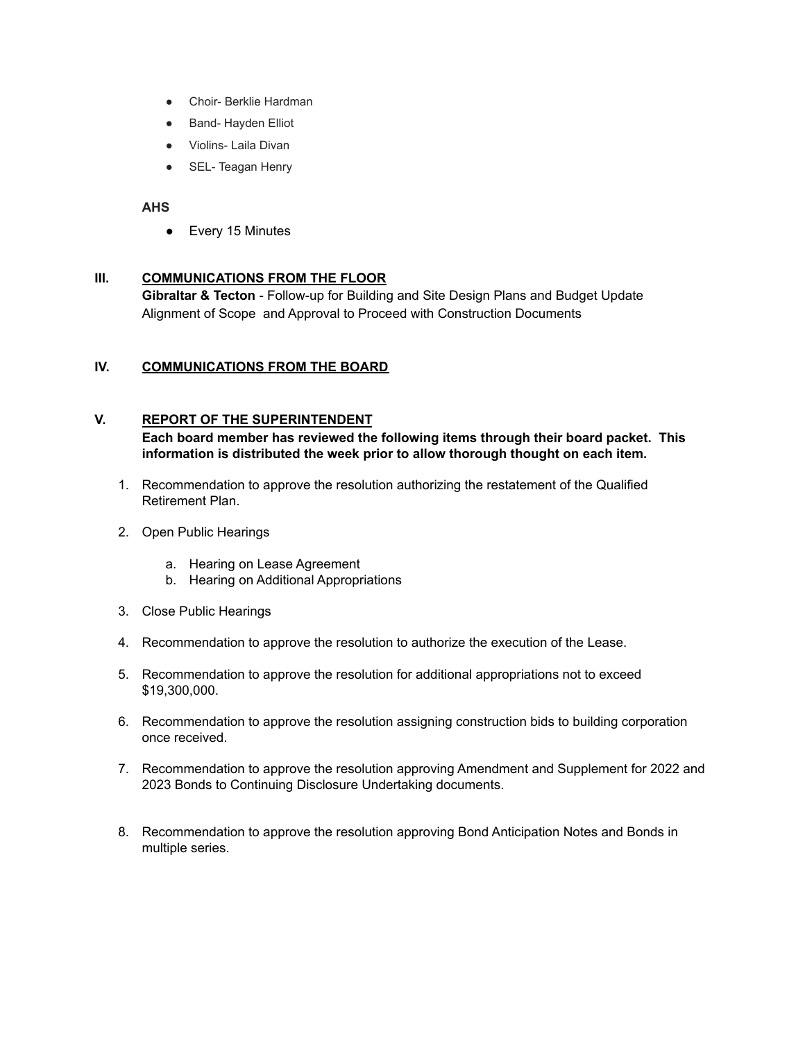- Choir- Berklie Hardman
- Band- Hayden Elliot
- Violins- Laila Divan
- SEL- Teagan Henry

**AHS**

- Every 15 Minutes

## III. COMMUNICATIONS FROM THE FLOOR

**Gibraltar & Tecton** - Follow-up for Building and Site Design Plans and Budget Update Alignment of Scope and Approval to Proceed with Construction Documents

## IV. COMMUNICATIONS FROM THE BOARD

## V. REPORT OF THE SUPERINTENDENT

**Each board member has reviewed the following items through their board packet. This information is distributed the week prior to allow thorough thought on each item.**

1. Recommendation to approve the resolution authorizing the restatement of the Qualified Retirement Plan.
2. Open Public Hearings
    a. Hearing on Lease Agreement
    b. Hearing on Additional Appropriations
3. Close Public Hearings
4. Recommendation to approve the resolution to authorize the execution of the Lease.
5. Recommendation to approve the resolution for additional appropriations not to exceed $19,300,000.
6. Recommendation to approve the resolution assigning construction bids to building corporation once received.
7. Recommendation to approve the resolution approving Amendment and Supplement for 2022 and 2023 Bonds to Continuing Disclosure Undertaking documents.
8. Recommendation to approve the resolution approving Bond Anticipation Notes and Bonds in multiple series.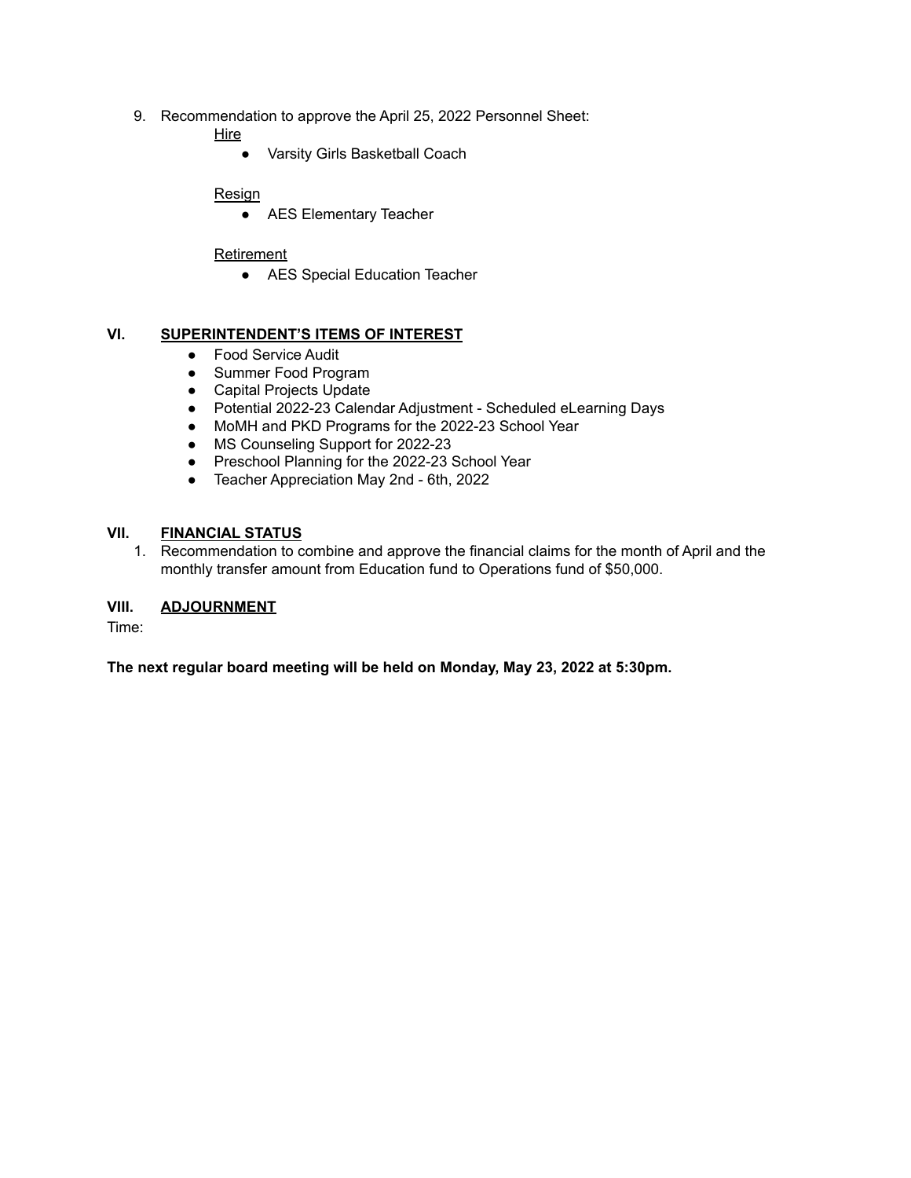9. Recommendation to approve the April 25, 2022 Personnel Sheet:

   Hire
   - Varsity Girls Basketball Coach

   Resign
   - AES Elementary Teacher

   Retirement
   - AES Special Education Teacher

## VI. SUPERINTENDENT'S ITEMS OF INTEREST

- Food Service Audit
- Summer Food Program
- Capital Projects Update
- Potential 2022-23 Calendar Adjustment - Scheduled eLearning Days
- MoMH and PKD Programs for the 2022-23 School Year
- MS Counseling Support for 2022-23
- Preschool Planning for the 2022-23 School Year
- Teacher Appreciation May 2nd - 6th, 2022

## VII. FINANCIAL STATUS

1. Recommendation to combine and approve the financial claims for the month of April and the monthly transfer amount from Education fund to Operations fund of $50,000.

## VIII. ADJOURNMENT

Time:

**The next regular board meeting will be held on Monday, May 23, 2022 at 5:30pm.**